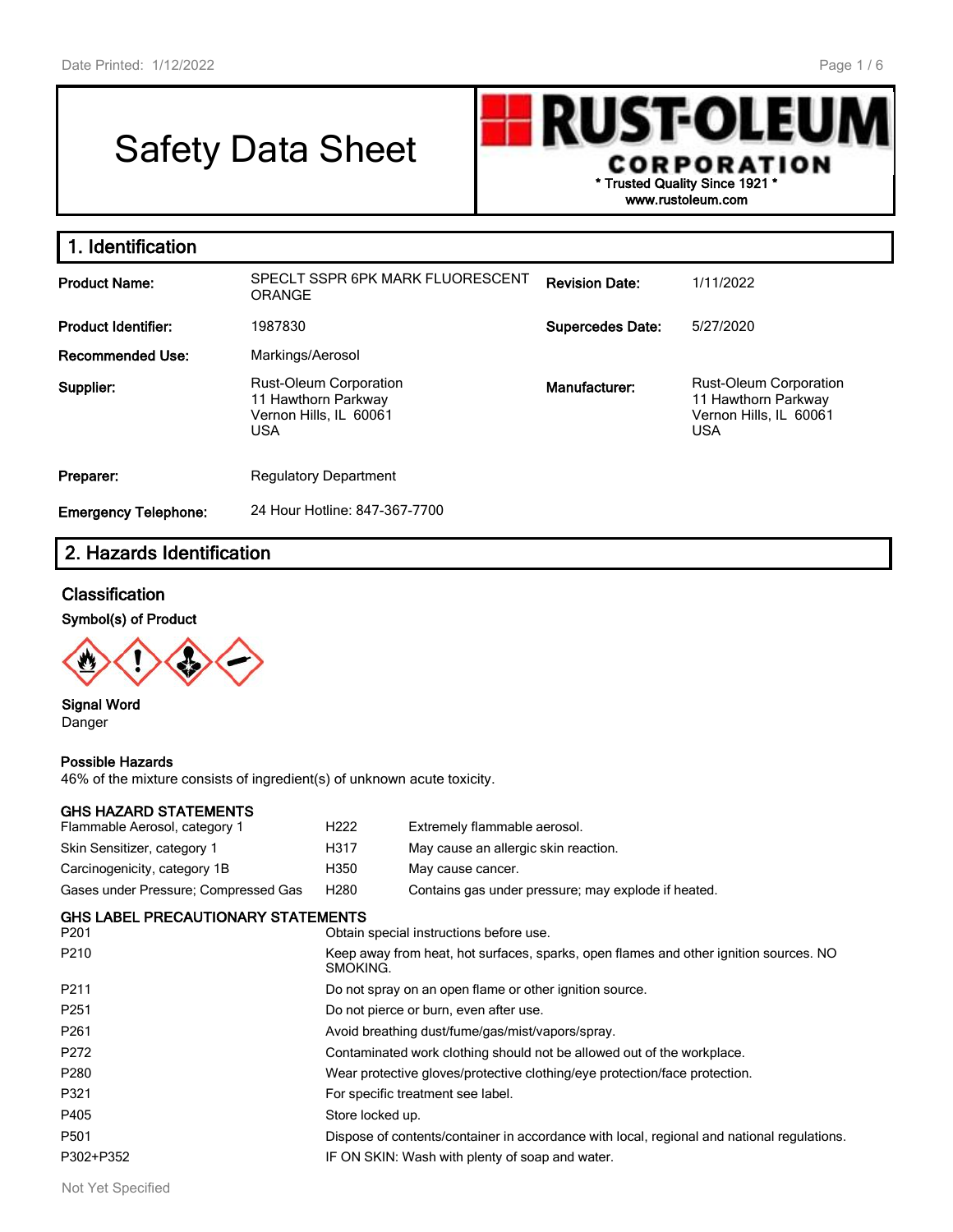# Safety Data Sheet

**RUST-OLEUM CORPORATION**
\* Trusted Quality Since 1921 \*
www.rustoleum.com

## 1. Identification

| | | | |
|---|---|---|---|
| **Product Name:** | SPECLT SSPR 6PK MARK FLUORESCENT ORANGE | **Revision Date:** | 1/11/2022 |
| **Product Identifier:** | 1987830 | **Supercedes Date:** | 5/27/2020 |
| **Recommended Use:** | Markings/Aerosol | | |
| **Supplier:** | Rust-Oleum Corporation<br>11 Hawthorn Parkway<br>Vernon Hills, IL 60061<br>USA | **Manufacturer:** | Rust-Oleum Corporation<br>11 Hawthorn Parkway<br>Vernon Hills, IL 60061<br>USA |
| **Preparer:** | Regulatory Department | | |
| **Emergency Telephone:** | 24 Hour Hotline: 847-367-7700 | | |

## 2. Hazards Identification

### Classification

**Symbol(s) of Product**

**Signal Word**
Danger

**Possible Hazards**
46% of the mixture consists of ingredient(s) of unknown acute toxicity.

**GHS HAZARD STATEMENTS**

| | | |
|---|---|---|
| Flammable Aerosol, category 1 | H222 | Extremely flammable aerosol. |
| Skin Sensitizer, category 1 | H317 | May cause an allergic skin reaction. |
| Carcinogenicity, category 1B | H350 | May cause cancer. |
| Gases under Pressure; Compressed Gas | H280 | Contains gas under pressure; may explode if heated. |

**GHS LABEL PRECAUTIONARY STATEMENTS**

| | |
|---|---|
| P201 | Obtain special instructions before use. |
| P210 | Keep away from heat, hot surfaces, sparks, open flames and other ignition sources. NO SMOKING. |
| P211 | Do not spray on an open flame or other ignition source. |
| P251 | Do not pierce or burn, even after use. |
| P261 | Avoid breathing dust/fume/gas/mist/vapors/spray. |
| P272 | Contaminated work clothing should not be allowed out of the workplace. |
| P280 | Wear protective gloves/protective clothing/eye protection/face protection. |
| P321 | For specific treatment see label. |
| P405 | Store locked up. |
| P501 | Dispose of contents/container in accordance with local, regional and national regulations. |
| P302+P352 | IF ON SKIN: Wash with plenty of soap and water. |

Not Yet Specified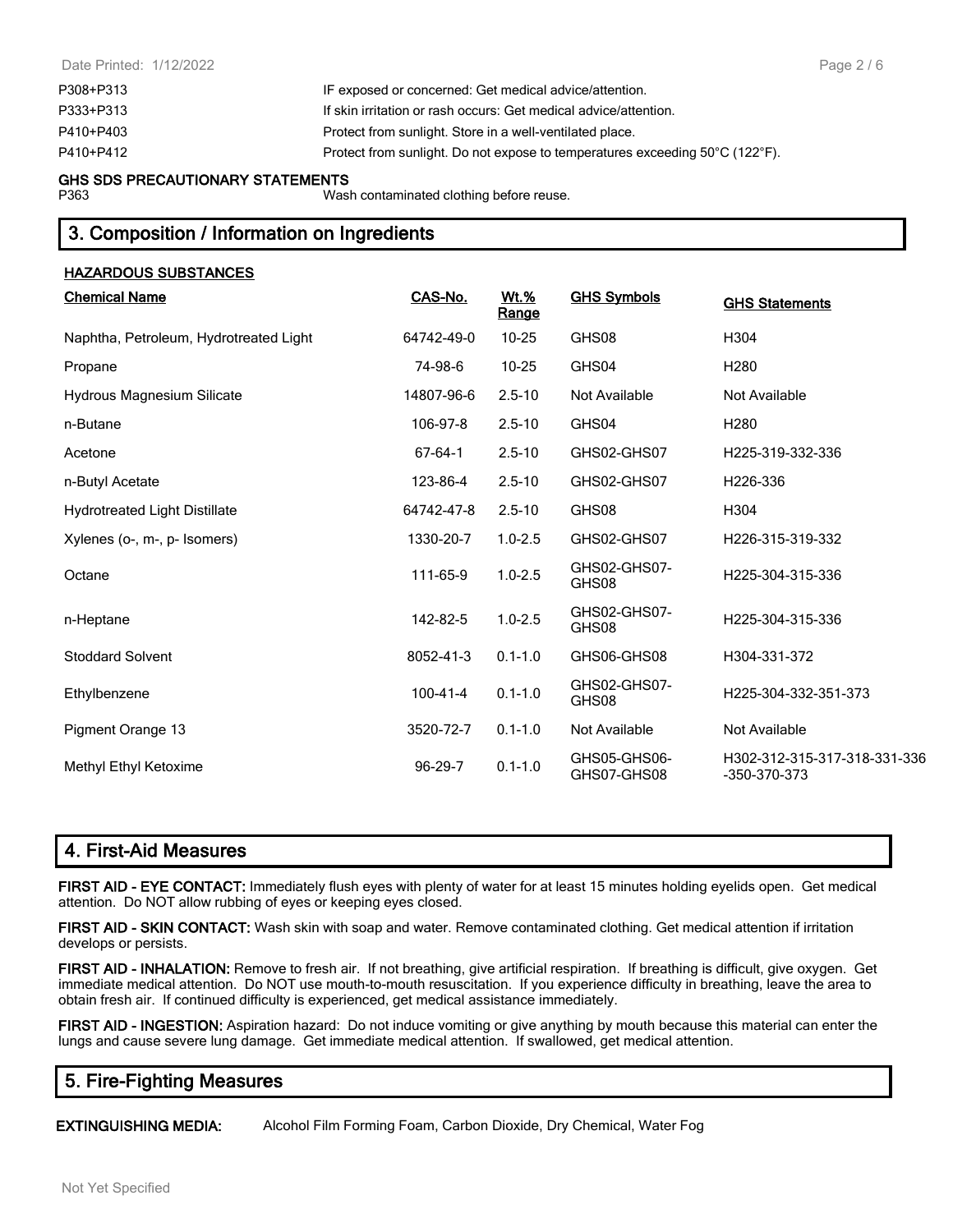| | |
|---|---|
| P308+P313 | IF exposed or concerned: Get medical advice/attention. |
| P333+P313 | If skin irritation or rash occurs: Get medical advice/attention. |
| P410+P403 | Protect from sunlight. Store in a well-ventilated place. |
| P410+P412 | Protect from sunlight. Do not expose to temperatures exceeding 50°C (122°F). |

**GHS SDS PRECAUTIONARY STATEMENTS**

| | |
|---|---|
| P363 | Wash contaminated clothing before reuse. |

## 3. Composition / Information on Ingredients

**HAZARDOUS SUBSTANCES**

| Chemical Name | CAS-No. | Wt.% Range | GHS Symbols | GHS Statements |
|---|---|---|---|---|
| Naphtha, Petroleum, Hydrotreated Light | 64742-49-0 | 10-25 | GHS08 | H304 |
| Propane | 74-98-6 | 10-25 | GHS04 | H280 |
| Hydrous Magnesium Silicate | 14807-96-6 | 2.5-10 | Not Available | Not Available |
| n-Butane | 106-97-8 | 2.5-10 | GHS04 | H280 |
| Acetone | 67-64-1 | 2.5-10 | GHS02-GHS07 | H225-319-332-336 |
| n-Butyl Acetate | 123-86-4 | 2.5-10 | GHS02-GHS07 | H226-336 |
| Hydrotreated Light Distillate | 64742-47-8 | 2.5-10 | GHS08 | H304 |
| Xylenes (o-, m-, p- Isomers) | 1330-20-7 | 1.0-2.5 | GHS02-GHS07 | H226-315-319-332 |
| Octane | 111-65-9 | 1.0-2.5 | GHS02-GHS07-GHS08 | H225-304-315-336 |
| n-Heptane | 142-82-5 | 1.0-2.5 | GHS02-GHS07-GHS08 | H225-304-315-336 |
| Stoddard Solvent | 8052-41-3 | 0.1-1.0 | GHS06-GHS08 | H304-331-372 |
| Ethylbenzene | 100-41-4 | 0.1-1.0 | GHS02-GHS07-GHS08 | H225-304-332-351-373 |
| Pigment Orange 13 | 3520-72-7 | 0.1-1.0 | Not Available | Not Available |
| Methyl Ethyl Ketoxime | 96-29-7 | 0.1-1.0 | GHS05-GHS06-GHS07-GHS08 | H302-312-315-317-318-331-336-350-370-373 |

## 4. First-Aid Measures

**FIRST AID - EYE CONTACT:** Immediately flush eyes with plenty of water for at least 15 minutes holding eyelids open. Get medical attention. Do NOT allow rubbing of eyes or keeping eyes closed.

**FIRST AID - SKIN CONTACT:** Wash skin with soap and water. Remove contaminated clothing. Get medical attention if irritation develops or persists.

**FIRST AID - INHALATION:** Remove to fresh air. If not breathing, give artificial respiration. If breathing is difficult, give oxygen. Get immediate medical attention. Do NOT use mouth-to-mouth resuscitation. If you experience difficulty in breathing, leave the area to obtain fresh air. If continued difficulty is experienced, get medical assistance immediately.

**FIRST AID - INGESTION:** Aspiration hazard: Do not induce vomiting or give anything by mouth because this material can enter the lungs and cause severe lung damage. Get immediate medical attention. If swallowed, get medical attention.

## 5. Fire-Fighting Measures

**EXTINGUISHING MEDIA:** Alcohol Film Forming Foam, Carbon Dioxide, Dry Chemical, Water Fog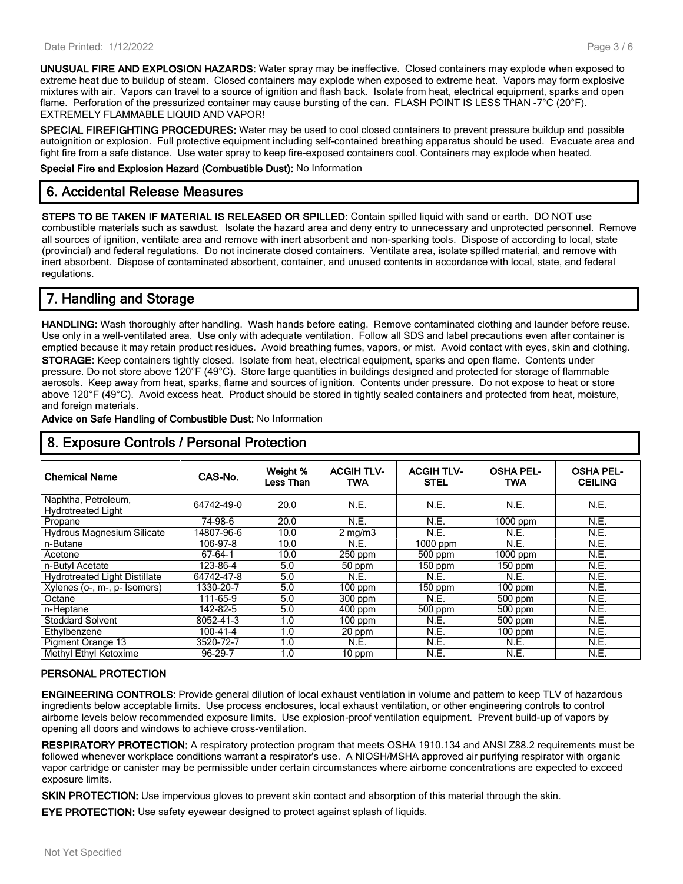**UNUSUAL FIRE AND EXPLOSION HAZARDS:** Water spray may be ineffective. Closed containers may explode when exposed to extreme heat due to buildup of steam. Closed containers may explode when exposed to extreme heat. Vapors may form explosive mixtures with air. Vapors can travel to a source of ignition and flash back. Isolate from heat, electrical equipment, sparks and open flame. Perforation of the pressurized container may cause bursting of the can. FLASH POINT IS LESS THAN -7°C (20°F). EXTREMELY FLAMMABLE LIQUID AND VAPOR!

**SPECIAL FIREFIGHTING PROCEDURES:** Water may be used to cool closed containers to prevent pressure buildup and possible autoignition or explosion. Full protective equipment including self-contained breathing apparatus should be used. Evacuate area and fight fire from a safe distance. Use water spray to keep fire-exposed containers cool. Containers may explode when heated.

**Special Fire and Explosion Hazard (Combustible Dust):** No Information

## 6. Accidental Release Measures

**STEPS TO BE TAKEN IF MATERIAL IS RELEASED OR SPILLED:** Contain spilled liquid with sand or earth. DO NOT use combustible materials such as sawdust. Isolate the hazard area and deny entry to unnecessary and unprotected personnel. Remove all sources of ignition, ventilate area and remove with inert absorbent and non-sparking tools. Dispose of according to local, state (provincial) and federal regulations. Do not incinerate closed containers. Ventilate area, isolate spilled material, and remove with inert absorbent. Dispose of contaminated absorbent, container, and unused contents in accordance with local, state, and federal regulations.

## 7. Handling and Storage

**HANDLING:** Wash thoroughly after handling. Wash hands before eating. Remove contaminated clothing and launder before reuse. Use only in a well-ventilated area. Use only with adequate ventilation. Follow all SDS and label precautions even after container is emptied because it may retain product residues. Avoid breathing fumes, vapors, or mist. Avoid contact with eyes, skin and clothing.

**STORAGE:** Keep containers tightly closed. Isolate from heat, electrical equipment, sparks and open flame. Contents under pressure. Do not store above 120°F (49°C). Store large quantities in buildings designed and protected for storage of flammable aerosols. Keep away from heat, sparks, flame and sources of ignition. Contents under pressure. Do not expose to heat or store above 120°F (49°C). Avoid excess heat. Product should be stored in tightly sealed containers and protected from heat, moisture, and foreign materials.

**Advice on Safe Handling of Combustible Dust:** No Information

## 8. Exposure Controls / Personal Protection

| Chemical Name | CAS-No. | Weight % Less Than | ACGIH TLV-TWA | ACGIH TLV-STEL | OSHA PEL-TWA | OSHA PEL-CEILING |
|---|---|---|---|---|---|---|
| Naphtha, Petroleum, Hydrotreated Light | 64742-49-0 | 20.0 | N.E. | N.E. | N.E. | N.E. |
| Propane | 74-98-6 | 20.0 | N.E. | N.E. | 1000 ppm | N.E. |
| Hydrous Magnesium Silicate | 14807-96-6 | 10.0 | 2 mg/m3 | N.E. | N.E. | N.E. |
| n-Butane | 106-97-8 | 10.0 | N.E. | 1000 ppm | N.E. | N.E. |
| Acetone | 67-64-1 | 10.0 | 250 ppm | 500 ppm | 1000 ppm | N.E. |
| n-Butyl Acetate | 123-86-4 | 5.0 | 50 ppm | 150 ppm | 150 ppm | N.E. |
| Hydrotreated Light Distillate | 64742-47-8 | 5.0 | N.E. | N.E. | N.E. | N.E. |
| Xylenes (o-, m-, p- Isomers) | 1330-20-7 | 5.0 | 100 ppm | 150 ppm | 100 ppm | N.E. |
| Octane | 111-65-9 | 5.0 | 300 ppm | N.E. | 500 ppm | N.E. |
| n-Heptane | 142-82-5 | 5.0 | 400 ppm | 500 ppm | 500 ppm | N.E. |
| Stoddard Solvent | 8052-41-3 | 1.0 | 100 ppm | N.E. | 500 ppm | N.E. |
| Ethylbenzene | 100-41-4 | 1.0 | 20 ppm | N.E. | 100 ppm | N.E. |
| Pigment Orange 13 | 3520-72-7 | 1.0 | N.E. | N.E. | N.E. | N.E. |
| Methyl Ethyl Ketoxime | 96-29-7 | 1.0 | 10 ppm | N.E. | N.E. | N.E. |

### PERSONAL PROTECTION

**ENGINEERING CONTROLS:** Provide general dilution of local exhaust ventilation in volume and pattern to keep TLV of hazardous ingredients below acceptable limits. Use process enclosures, local exhaust ventilation, or other engineering controls to control airborne levels below recommended exposure limits. Use explosion-proof ventilation equipment. Prevent build-up of vapors by opening all doors and windows to achieve cross-ventilation.

**RESPIRATORY PROTECTION:** A respiratory protection program that meets OSHA 1910.134 and ANSI Z88.2 requirements must be followed whenever workplace conditions warrant a respirator's use. A NIOSH/MSHA approved air purifying respirator with organic vapor cartridge or canister may be permissible under certain circumstances where airborne concentrations are expected to exceed exposure limits.

**SKIN PROTECTION:** Use impervious gloves to prevent skin contact and absorption of this material through the skin.

**EYE PROTECTION:** Use safety eyewear designed to protect against splash of liquids.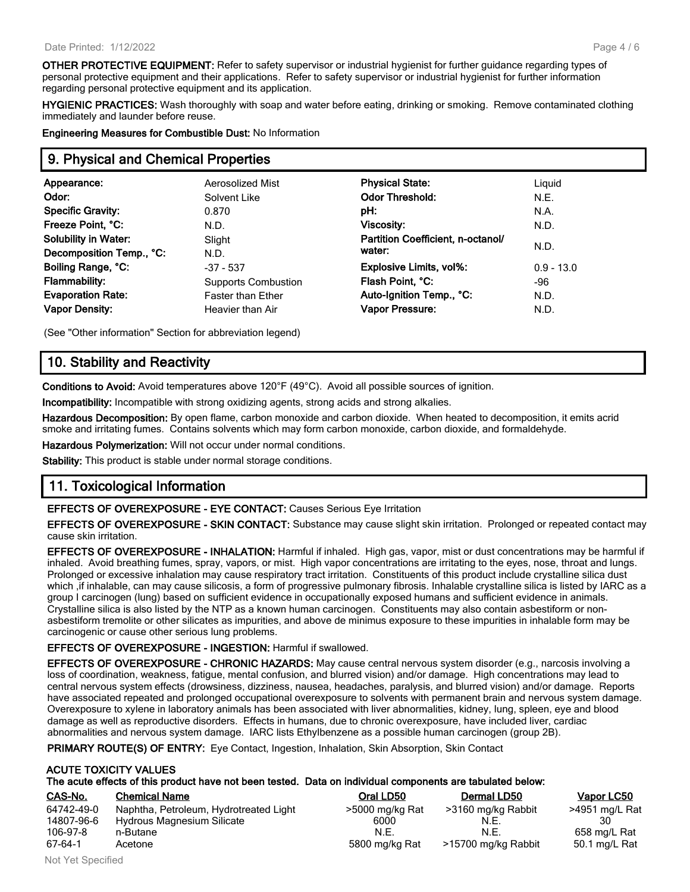**OTHER PROTECTIVE EQUIPMENT:** Refer to safety supervisor or industrial hygienist for further guidance regarding types of personal protective equipment and their applications. Refer to safety supervisor or industrial hygienist for further information regarding personal protective equipment and its application.

**HYGIENIC PRACTICES:** Wash thoroughly with soap and water before eating, drinking or smoking. Remove contaminated clothing immediately and launder before reuse.

**Engineering Measures for Combustible Dust:** No Information

## 9. Physical and Chemical Properties

| | | | |
|---|---|---|---|
| **Appearance:** | Aerosolized Mist | **Physical State:** | Liquid |
| **Odor:** | Solvent Like | **Odor Threshold:** | N.E. |
| **Specific Gravity:** | 0.870 | **pH:** | N.A. |
| **Freeze Point, °C:** | N.D. | **Viscosity:** | N.D. |
| **Solubility in Water:** | Slight | **Partition Coefficient, n-octanol/ water:** | N.D. |
| **Decomposition Temp., °C:** | N.D. | | |
| **Boiling Range, °C:** | -37 - 537 | **Explosive Limits, vol%:** | 0.9 - 13.0 |
| **Flammability:** | Supports Combustion | **Flash Point, °C:** | -96 |
| **Evaporation Rate:** | Faster than Ether | **Auto-Ignition Temp., °C:** | N.D. |
| **Vapor Density:** | Heavier than Air | **Vapor Pressure:** | N.D. |

(See "Other information" Section for abbreviation legend)

## 10. Stability and Reactivity

**Conditions to Avoid:** Avoid temperatures above 120°F (49°C). Avoid all possible sources of ignition.

**Incompatibility:** Incompatible with strong oxidizing agents, strong acids and strong alkalies.

**Hazardous Decomposition:** By open flame, carbon monoxide and carbon dioxide. When heated to decomposition, it emits acrid smoke and irritating fumes. Contains solvents which may form carbon monoxide, carbon dioxide, and formaldehyde.

**Hazardous Polymerization:** Will not occur under normal conditions.

**Stability:** This product is stable under normal storage conditions.

## 11. Toxicological Information

**EFFECTS OF OVEREXPOSURE - EYE CONTACT:** Causes Serious Eye Irritation

**EFFECTS OF OVEREXPOSURE - SKIN CONTACT:** Substance may cause slight skin irritation. Prolonged or repeated contact may cause skin irritation.

**EFFECTS OF OVEREXPOSURE - INHALATION:** Harmful if inhaled. High gas, vapor, mist or dust concentrations may be harmful if inhaled. Avoid breathing fumes, spray, vapors, or mist. High vapor concentrations are irritating to the eyes, nose, throat and lungs. Prolonged or excessive inhalation may cause respiratory tract irritation. Constituents of this product include crystalline silica dust which ,if inhalable, can may cause silicosis, a form of progressive pulmonary fibrosis. Inhalable crystalline silica is listed by IARC as a group I carcinogen (lung) based on sufficient evidence in occupationally exposed humans and sufficient evidence in animals. Crystalline silica is also listed by the NTP as a known human carcinogen. Constituents may also contain asbestiform or non-asbestiform tremolite or other silicates as impurities, and above de minimus exposure to these impurities in inhalable form may be carcinogenic or cause other serious lung problems.

**EFFECTS OF OVEREXPOSURE - INGESTION:** Harmful if swallowed.

**EFFECTS OF OVEREXPOSURE - CHRONIC HAZARDS:** May cause central nervous system disorder (e.g., narcosis involving a loss of coordination, weakness, fatigue, mental confusion, and blurred vision) and/or damage. High concentrations may lead to central nervous system effects (drowsiness, dizziness, nausea, headaches, paralysis, and blurred vision) and/or damage. Reports have associated repeated and prolonged occupational overexposure to solvents with permanent brain and nervous system damage. Overexposure to xylene in laboratory animals has been associated with liver abnormalities, kidney, lung, spleen, eye and blood damage as well as reproductive disorders. Effects in humans, due to chronic overexposure, have included liver, cardiac abnormalities and nervous system damage. IARC lists Ethylbenzene as a possible human carcinogen (group 2B).

**PRIMARY ROUTE(S) OF ENTRY:** Eye Contact, Ingestion, Inhalation, Skin Absorption, Skin Contact

**ACUTE TOXICITY VALUES**
**The acute effects of this product have not been tested. Data on individual components are tabulated below:**

| CAS-No. | Chemical Name | Oral LD50 | Dermal LD50 | Vapor LC50 |
|---|---|---|---|---|
| 64742-49-0 | Naphtha, Petroleum, Hydrotreated Light | >5000 mg/kg Rat | >3160 mg/kg Rabbit | >4951 mg/L Rat |
| 14807-96-6 | Hydrous Magnesium Silicate | 6000 | N.E. | 30 |
| 106-97-8 | n-Butane | N.E. | N.E. | 658 mg/L Rat |
| 67-64-1 | Acetone | 5800 mg/kg Rat | >15700 mg/kg Rabbit | 50.1 mg/L Rat |

Not Yet Specified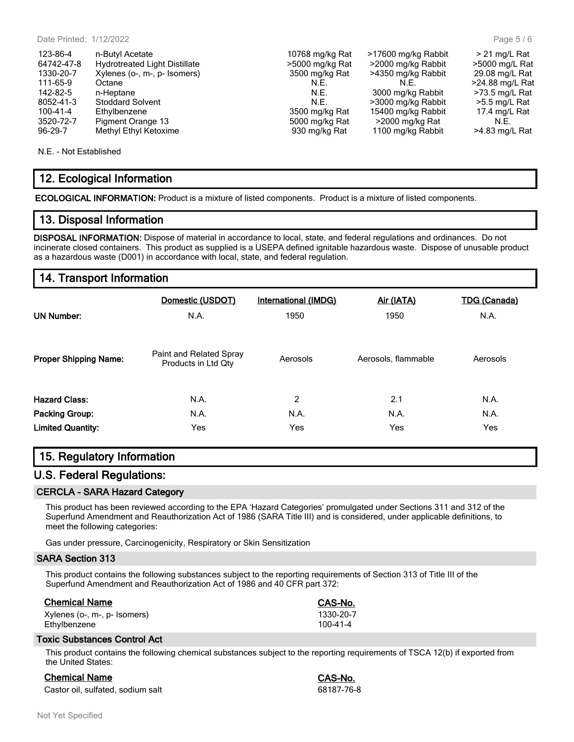| | | | | |
|---|---|---|---|---|
| 123-86-4 | n-Butyl Acetate | 10768 mg/kg Rat | >17600 mg/kg Rabbit | > 21 mg/L Rat |
| 64742-47-8 | Hydrotreated Light Distillate | >5000 mg/kg Rat | >2000 mg/kg Rabbit | >5000 mg/L Rat |
| 1330-20-7 | Xylenes (o-, m-, p- Isomers) | 3500 mg/kg Rat | >4350 mg/kg Rabbit | 29.08 mg/L Rat |
| 111-65-9 | Octane | N.E. | N.E. | >24.88 mg/L Rat |
| 142-82-5 | n-Heptane | N.E. | 3000 mg/kg Rabbit | >73.5 mg/L Rat |
| 8052-41-3 | Stoddard Solvent | N.E. | >3000 mg/kg Rabbit | >5.5 mg/L Rat |
| 100-41-4 | Ethylbenzene | 3500 mg/kg Rat | 15400 mg/kg Rabbit | 17.4 mg/L Rat |
| 3520-72-7 | Pigment Orange 13 | 5000 mg/kg Rat | >2000 mg/kg Rat | N.E. |
| 96-29-7 | Methyl Ethyl Ketoxime | 930 mg/kg Rat | 1100 mg/kg Rabbit | >4.83 mg/L Rat |

N.E. - Not Established

## 12. Ecological Information

**ECOLOGICAL INFORMATION:** Product is a mixture of listed components. Product is a mixture of listed components.

## 13. Disposal Information

**DISPOSAL INFORMATION:** Dispose of material in accordance to local, state, and federal regulations and ordinances. Do not incinerate closed containers. This product as supplied is a USEPA defined ignitable hazardous waste. Dispose of unusable product as a hazardous waste (D001) in accordance with local, state, and federal regulation.

## 14. Transport Information

| | Domestic (USDOT) | International (IMDG) | Air (IATA) | TDG (Canada) |
|---|---|---|---|---|
| **UN Number:** | N.A. | 1950 | 1950 | N.A. |
| **Proper Shipping Name:** | Paint and Related Spray Products in Ltd Qty | Aerosols | Aerosols, flammable | Aerosols |
| **Hazard Class:** | N.A. | 2 | 2.1 | N.A. |
| **Packing Group:** | N.A. | N.A. | N.A. | N.A. |
| **Limited Quantity:** | Yes | Yes | Yes | Yes |

## 15. Regulatory Information

## U.S. Federal Regulations:

### CERCLA - SARA Hazard Category

This product has been reviewed according to the EPA 'Hazard Categories' promulgated under Sections 311 and 312 of the Superfund Amendment and Reauthorization Act of 1986 (SARA Title III) and is considered, under applicable definitions, to meet the following categories:

Gas under pressure, Carcinogenicity, Respiratory or Skin Sensitization

### SARA Section 313

This product contains the following substances subject to the reporting requirements of Section 313 of Title III of the Superfund Amendment and Reauthorization Act of 1986 and 40 CFR part 372:

| Chemical Name | CAS-No. |
|---|---|
| Xylenes (o-, m-, p- Isomers) | 1330-20-7 |
| Ethylbenzene | 100-41-4 |

### Toxic Substances Control Act

This product contains the following chemical substances subject to the reporting requirements of TSCA 12(b) if exported from the United States:

| Chemical Name | CAS-No. |
|---|---|
| Castor oil, sulfated, sodium salt | 68187-76-8 |

Not Yet Specified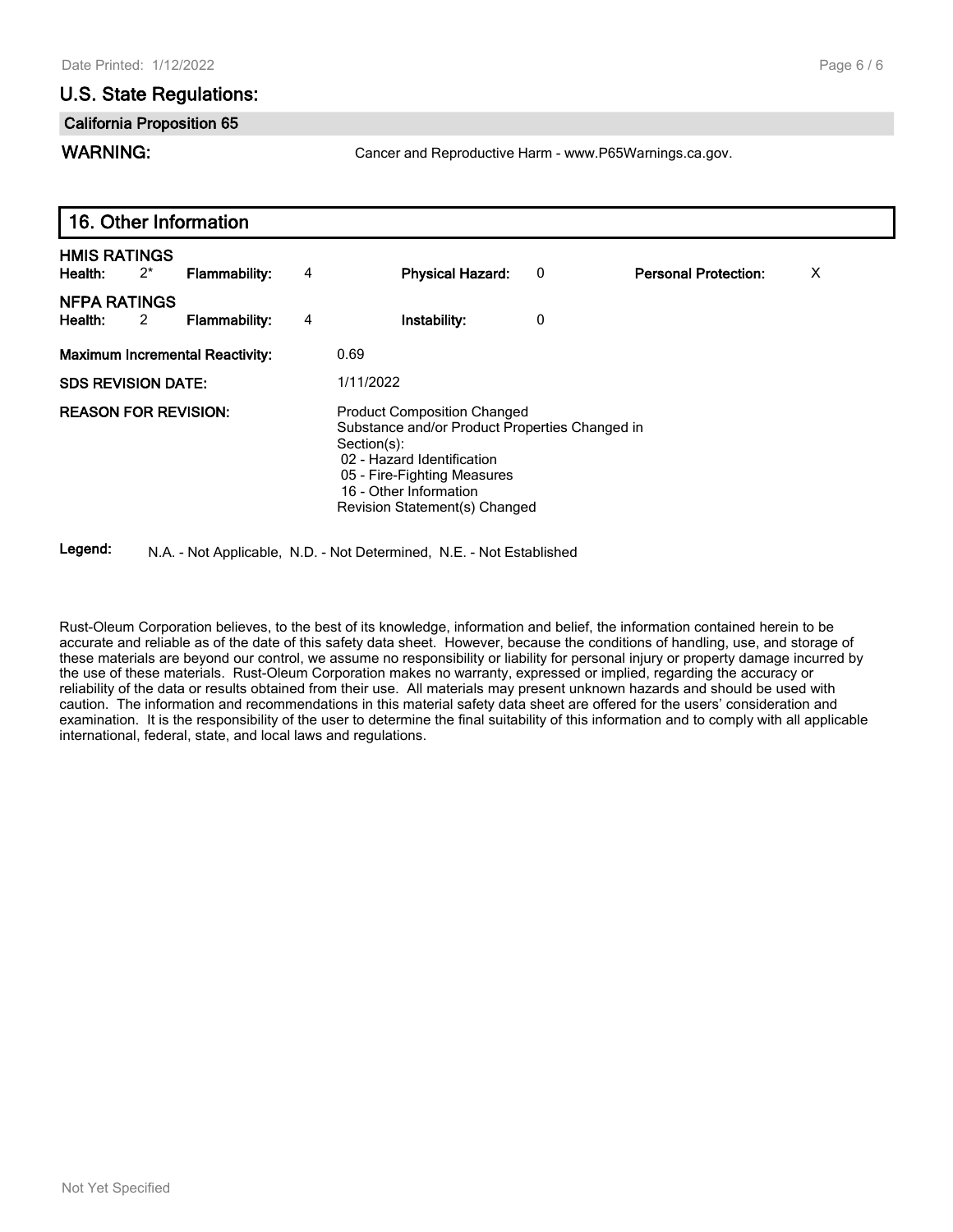## U.S. State Regulations:

**California Proposition 65**

**WARNING:** Cancer and Reproductive Harm - www.P65Warnings.ca.gov.

## 16. Other Information

**HMIS RATINGS**

| | | | | | | | |
|---|---|---|---|---|---|---|---|
| **Health:** | 2* | **Flammability:** | 4 | **Physical Hazard:** | 0 | **Personal Protection:** | X |

**NFPA RATINGS**

| | | | | | |
|---|---|---|---|---|---|
| **Health:** | 2 | **Flammability:** | 4 | **Instability:** | 0 |

**Maximum Incremental Reactivity:** 0.69

**SDS REVISION DATE:** 1/11/2022

**REASON FOR REVISION:** Product Composition Changed
Substance and/or Product Properties Changed in Section(s):
02 - Hazard Identification
05 - Fire-Fighting Measures
16 - Other Information
Revision Statement(s) Changed

**Legend:** N.A. - Not Applicable, N.D. - Not Determined, N.E. - Not Established

Rust-Oleum Corporation believes, to the best of its knowledge, information and belief, the information contained herein to be accurate and reliable as of the date of this safety data sheet. However, because the conditions of handling, use, and storage of these materials are beyond our control, we assume no responsibility or liability for personal injury or property damage incurred by the use of these materials. Rust-Oleum Corporation makes no warranty, expressed or implied, regarding the accuracy or reliability of the data or results obtained from their use. All materials may present unknown hazards and should be used with caution. The information and recommendations in this material safety data sheet are offered for the users' consideration and examination. It is the responsibility of the user to determine the final suitability of this information and to comply with all applicable international, federal, state, and local laws and regulations.